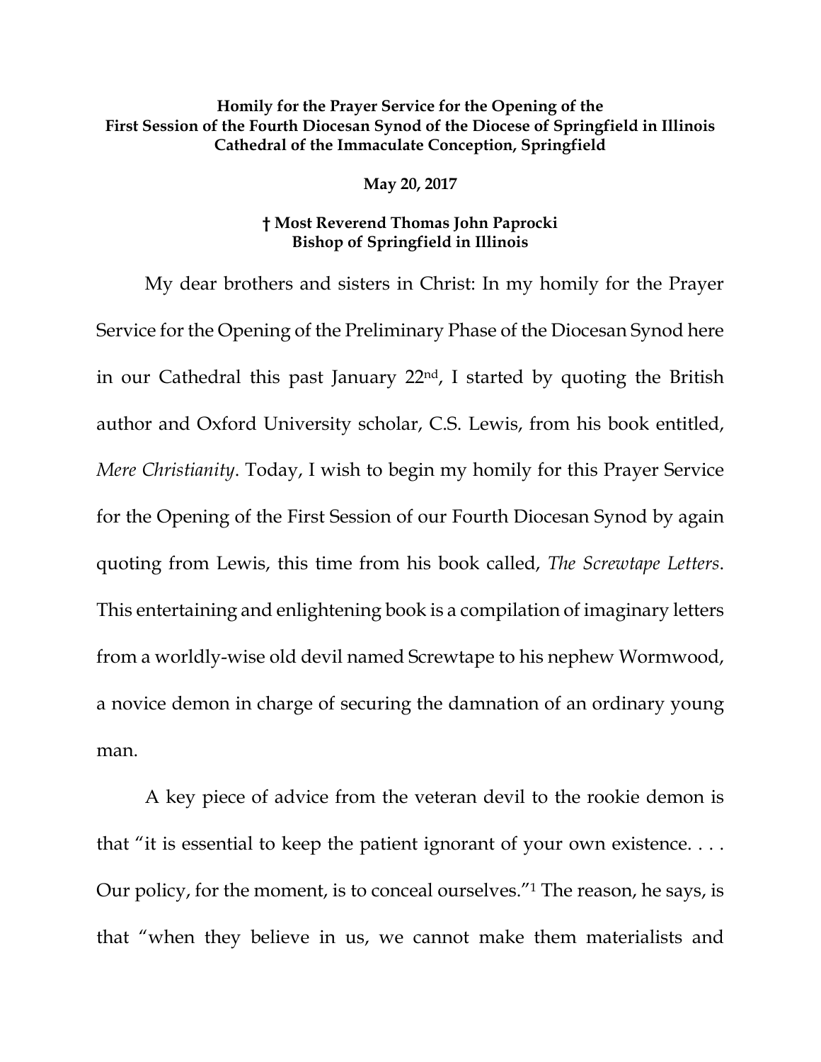**Homily for the Prayer Service for the Opening of the First Session of the Fourth Diocesan Synod of the Diocese of Springfield in Illinois Cathedral of the Immaculate Conception, Springfield**

**May 20, 2017**

**† Most Reverend Thomas John Paprocki Bishop of Springfield in Illinois**

My dear brothers and sisters in Christ: In my homily for the Prayer Service for the Opening of the Preliminary Phase of the Diocesan Synod here in our Cathedral this past January 22nd, I started by quoting the British author and Oxford University scholar, C.S. Lewis, from his book entitled, *Mere Christianity*. Today, I wish to begin my homily for this Prayer Service for the Opening of the First Session of our Fourth Diocesan Synod by again quoting from Lewis, this time from his book called, *The Screwtape Letters*. This entertaining and enlightening book is a compilation of imaginary letters from a worldly-wise old devil named Screwtape to his nephew Wormwood, a novice demon in charge of securing the damnation of an ordinary young man.

A key piece of advice from the veteran devil to the rookie demon is that "it is essential to keep the patient ignorant of your own existence. . . . Our policy, for the moment, is to conceal ourselves."[1] The reason, he says, is that "when they believe in us, we cannot make them materialists and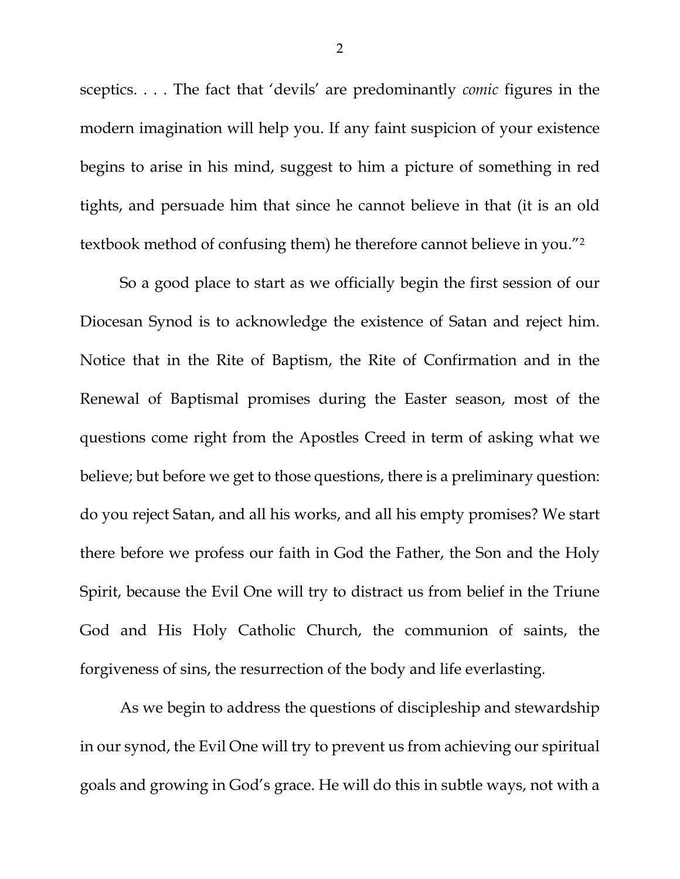sceptics. . . . The fact that 'devils' are predominantly *comic* figures in the modern imagination will help you. If any faint suspicion of your existence begins to arise in his mind, suggest to him a picture of something in red tights, and persuade him that since he cannot believe in that (it is an old textbook method of confusing them) he therefore cannot believe in you."[2]

So a good place to start as we officially begin the first session of our Diocesan Synod is to acknowledge the existence of Satan and reject him. Notice that in the Rite of Baptism, the Rite of Confirmation and in the Renewal of Baptismal promises during the Easter season, most of the questions come right from the Apostles Creed in term of asking what we believe; but before we get to those questions, there is a preliminary question: do you reject Satan, and all his works, and all his empty promises? We start there before we profess our faith in God the Father, the Son and the Holy Spirit, because the Evil One will try to distract us from belief in the Triune God and His Holy Catholic Church, the communion of saints, the forgiveness of sins, the resurrection of the body and life everlasting.

As we begin to address the questions of discipleship and stewardship in our synod, the Evil One will try to prevent us from achieving our spiritual goals and growing in God's grace. He will do this in subtle ways, not with a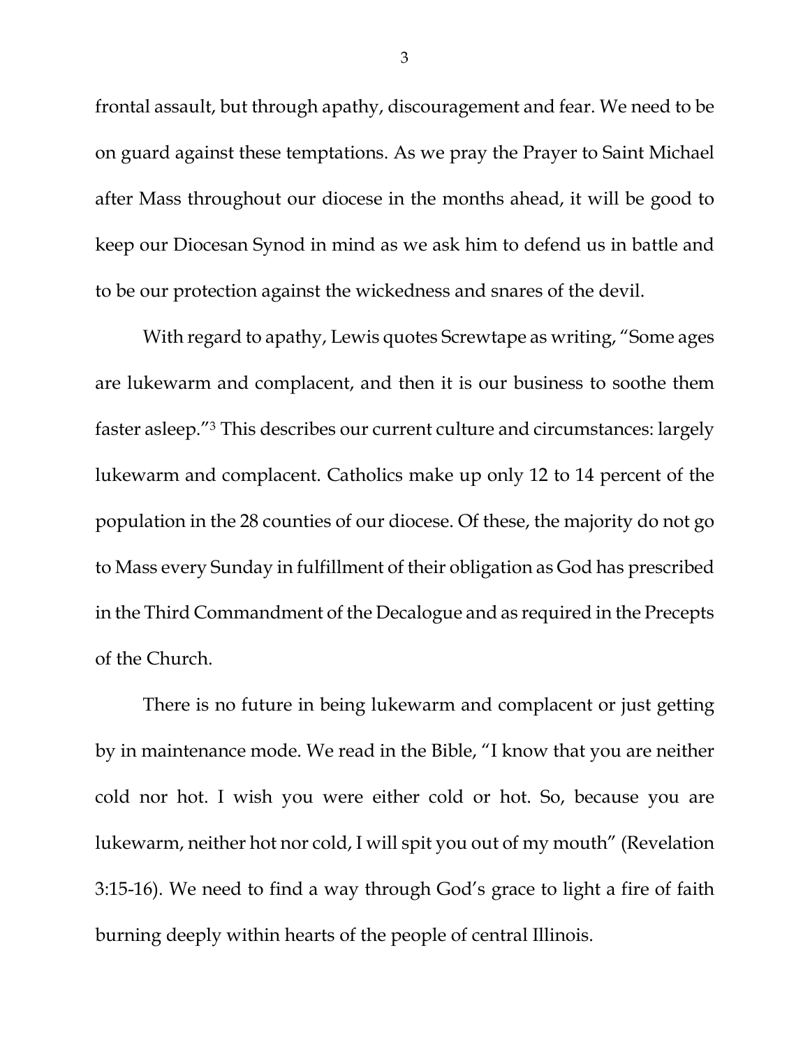frontal assault, but through apathy, discouragement and fear. We need to be on guard against these temptations. As we pray the Prayer to Saint Michael after Mass throughout our diocese in the months ahead, it will be good to keep our Diocesan Synod in mind as we ask him to defend us in battle and to be our protection against the wickedness and snares of the devil.

With regard to apathy, Lewis quotes Screwtape as writing, "Some ages are lukewarm and complacent, and then it is our business to soothe them faster asleep."[3] This describes our current culture and circumstances: largely lukewarm and complacent. Catholics make up only 12 to 14 percent of the population in the 28 counties of our diocese. Of these, the majority do not go to Mass every Sunday in fulfillment of their obligation as God has prescribed in the Third Commandment of the Decalogue and as required in the Precepts of the Church.

There is no future in being lukewarm and complacent or just getting by in maintenance mode. We read in the Bible, "I know that you are neither cold nor hot. I wish you were either cold or hot. So, because you are lukewarm, neither hot nor cold, I will spit you out of my mouth" (Revelation 3:15-16). We need to find a way through God's grace to light a fire of faith burning deeply within hearts of the people of central Illinois.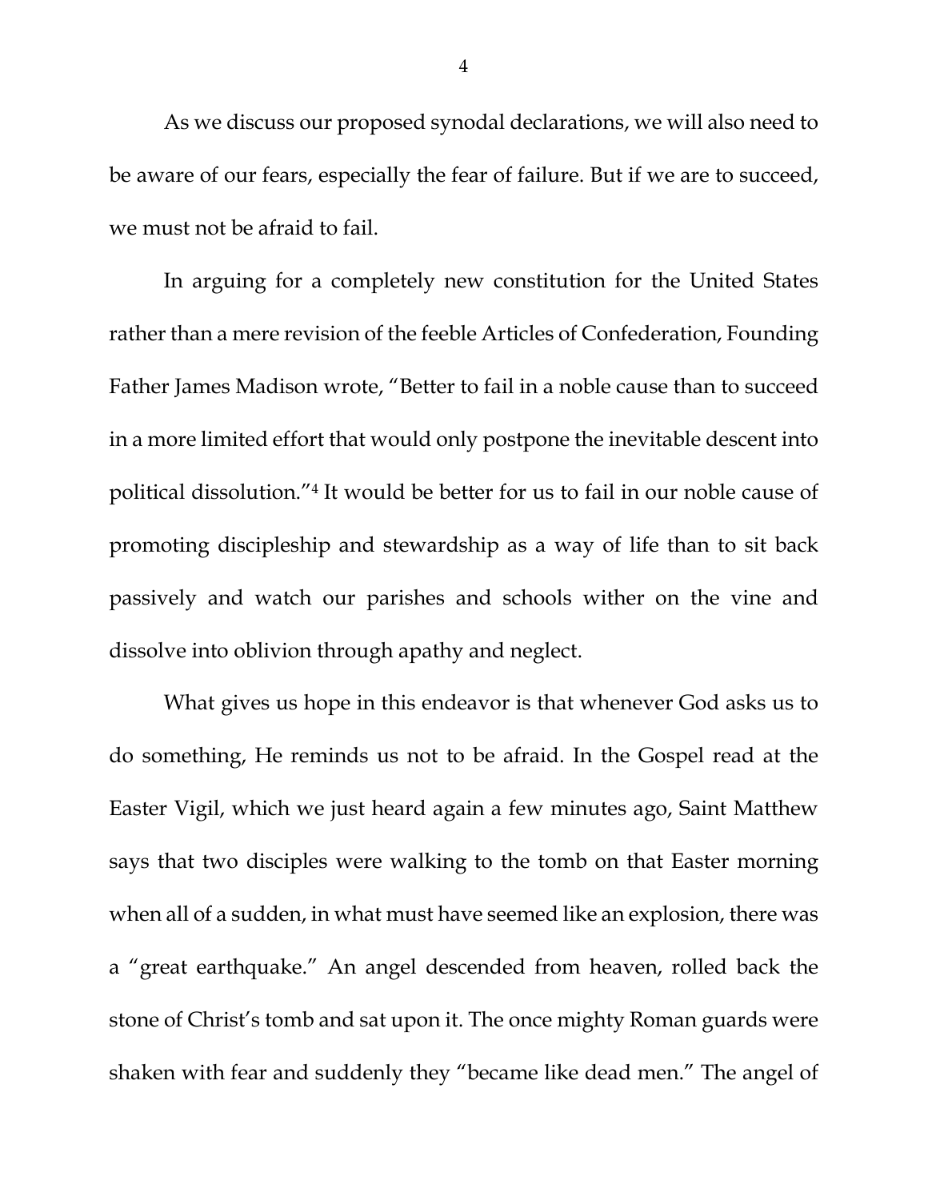As we discuss our proposed synodal declarations, we will also need to be aware of our fears, especially the fear of failure. But if we are to succeed, we must not be afraid to fail.

In arguing for a completely new constitution for the United States rather than a mere revision of the feeble Articles of Confederation, Founding Father James Madison wrote, "Better to fail in a noble cause than to succeed in a more limited effort that would only postpone the inevitable descent into political dissolution."[4] It would be better for us to fail in our noble cause of promoting discipleship and stewardship as a way of life than to sit back passively and watch our parishes and schools wither on the vine and dissolve into oblivion through apathy and neglect.

What gives us hope in this endeavor is that whenever God asks us to do something, He reminds us not to be afraid. In the Gospel read at the Easter Vigil, which we just heard again a few minutes ago, Saint Matthew says that two disciples were walking to the tomb on that Easter morning when all of a sudden, in what must have seemed like an explosion, there was a "great earthquake." An angel descended from heaven, rolled back the stone of Christ's tomb and sat upon it. The once mighty Roman guards were shaken with fear and suddenly they "became like dead men." The angel of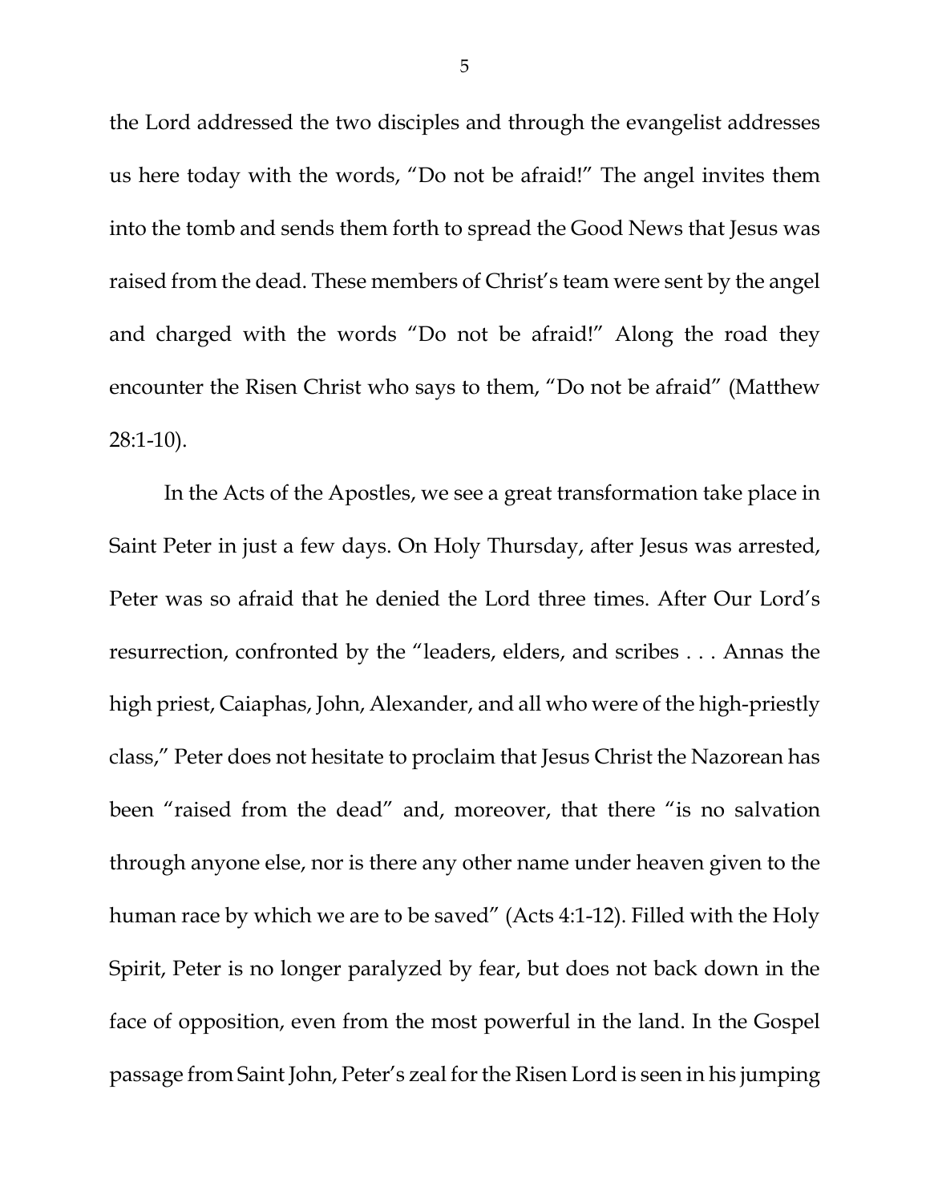the Lord addressed the two disciples and through the evangelist addresses us here today with the words, "Do not be afraid!" The angel invites them into the tomb and sends them forth to spread the Good News that Jesus was raised from the dead. These members of Christ's team were sent by the angel and charged with the words "Do not be afraid!" Along the road they encounter the Risen Christ who says to them, "Do not be afraid" (Matthew 28:1-10).

In the Acts of the Apostles, we see a great transformation take place in Saint Peter in just a few days. On Holy Thursday, after Jesus was arrested, Peter was so afraid that he denied the Lord three times. After Our Lord's resurrection, confronted by the "leaders, elders, and scribes . . . Annas the high priest, Caiaphas, John, Alexander, and all who were of the high-priestly class," Peter does not hesitate to proclaim that Jesus Christ the Nazorean has been "raised from the dead" and, moreover, that there "is no salvation through anyone else, nor is there any other name under heaven given to the human race by which we are to be saved" (Acts 4:1-12). Filled with the Holy Spirit, Peter is no longer paralyzed by fear, but does not back down in the face of opposition, even from the most powerful in the land. In the Gospel passage from Saint John, Peter's zeal for the Risen Lord is seen in his jumping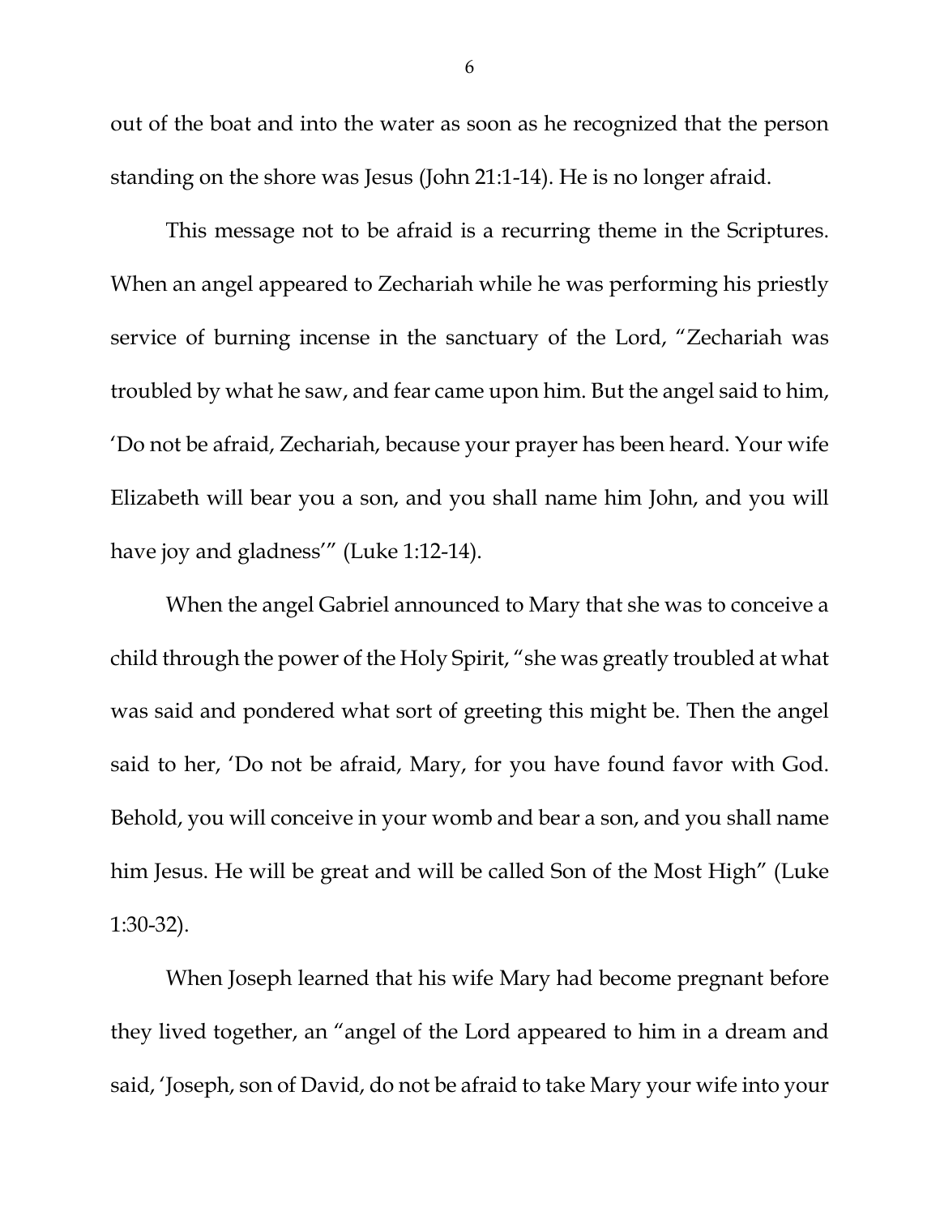out of the boat and into the water as soon as he recognized that the person standing on the shore was Jesus (John 21:1-14). He is no longer afraid.

This message not to be afraid is a recurring theme in the Scriptures. When an angel appeared to Zechariah while he was performing his priestly service of burning incense in the sanctuary of the Lord, "Zechariah was troubled by what he saw, and fear came upon him. But the angel said to him, 'Do not be afraid, Zechariah, because your prayer has been heard. Your wife Elizabeth will bear you a son, and you shall name him John, and you will have joy and gladness'" (Luke 1:12-14).

When the angel Gabriel announced to Mary that she was to conceive a child through the power of the Holy Spirit, "she was greatly troubled at what was said and pondered what sort of greeting this might be. Then the angel said to her, 'Do not be afraid, Mary, for you have found favor with God. Behold, you will conceive in your womb and bear a son, and you shall name him Jesus. He will be great and will be called Son of the Most High" (Luke 1:30-32).

When Joseph learned that his wife Mary had become pregnant before they lived together, an "angel of the Lord appeared to him in a dream and said, 'Joseph, son of David, do not be afraid to take Mary your wife into your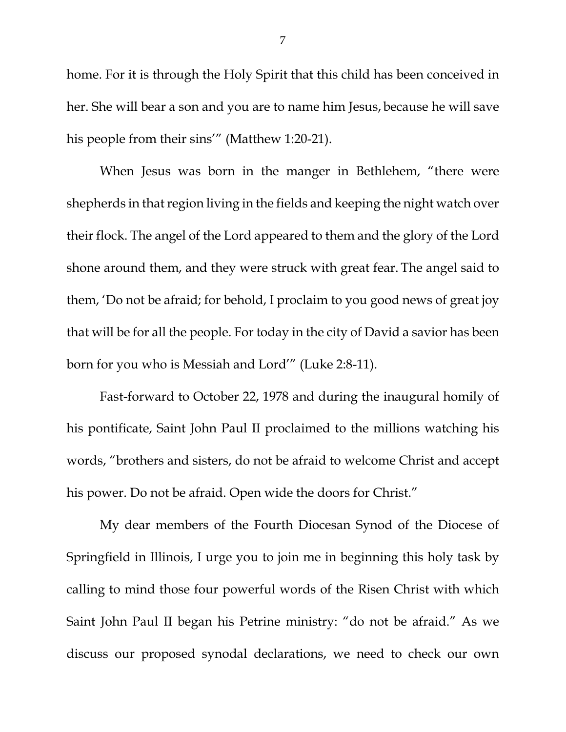home. For it is through the Holy Spirit that this child has been conceived in her. She will bear a son and you are to name him Jesus, because he will save his people from their sins'" (Matthew 1:20-21).

When Jesus was born in the manger in Bethlehem, "there were shepherds in that region living in the fields and keeping the night watch over their flock. The angel of the Lord appeared to them and the glory of the Lord shone around them, and they were struck with great fear. The angel said to them, 'Do not be afraid; for behold, I proclaim to you good news of great joy that will be for all the people. For today in the city of David a savior has been born for you who is Messiah and Lord'" (Luke 2:8-11).

Fast-forward to October 22, 1978 and during the inaugural homily of his pontificate, Saint John Paul II proclaimed to the millions watching his words, "brothers and sisters, do not be afraid to welcome Christ and accept his power. Do not be afraid. Open wide the doors for Christ."

My dear members of the Fourth Diocesan Synod of the Diocese of Springfield in Illinois, I urge you to join me in beginning this holy task by calling to mind those four powerful words of the Risen Christ with which Saint John Paul II began his Petrine ministry: "do not be afraid." As we discuss our proposed synodal declarations, we need to check our own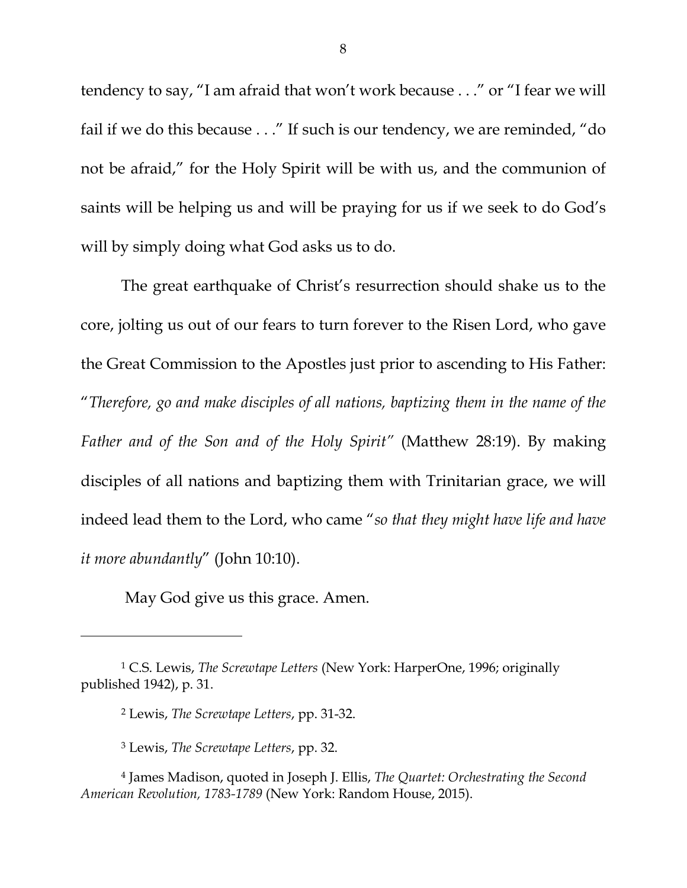tendency to say, "I am afraid that won't work because . . ." or "I fear we will fail if we do this because . . ." If such is our tendency, we are reminded, "do not be afraid," for the Holy Spirit will be with us, and the communion of saints will be helping us and will be praying for us if we seek to do God's will by simply doing what God asks us to do.

The great earthquake of Christ's resurrection should shake us to the core, jolting us out of our fears to turn forever to the Risen Lord, who gave the Great Commission to the Apostles just prior to ascending to His Father: "*Therefore, go and make disciples of all nations, baptizing them in the name of the Father and of the Son and of the Holy Spirit"* (Matthew 28:19). By making disciples of all nations and baptizing them with Trinitarian grace, we will indeed lead them to the Lord, who came "*so that they might have life and have it more abundantly*" (John 10:10).

May God give us this grace. Amen.

---

[1] C.S. Lewis, *The Screwtape Letters* (New York: HarperOne, 1996; originally published 1942), p. 31.

[2] Lewis, *The Screwtape Letters*, pp. 31-32.

[3] Lewis, *The Screwtape Letters*, pp. 32.

[4] James Madison, quoted in Joseph J. Ellis, *The Quartet: Orchestrating the Second American Revolution, 1783-1789* (New York: Random House, 2015).